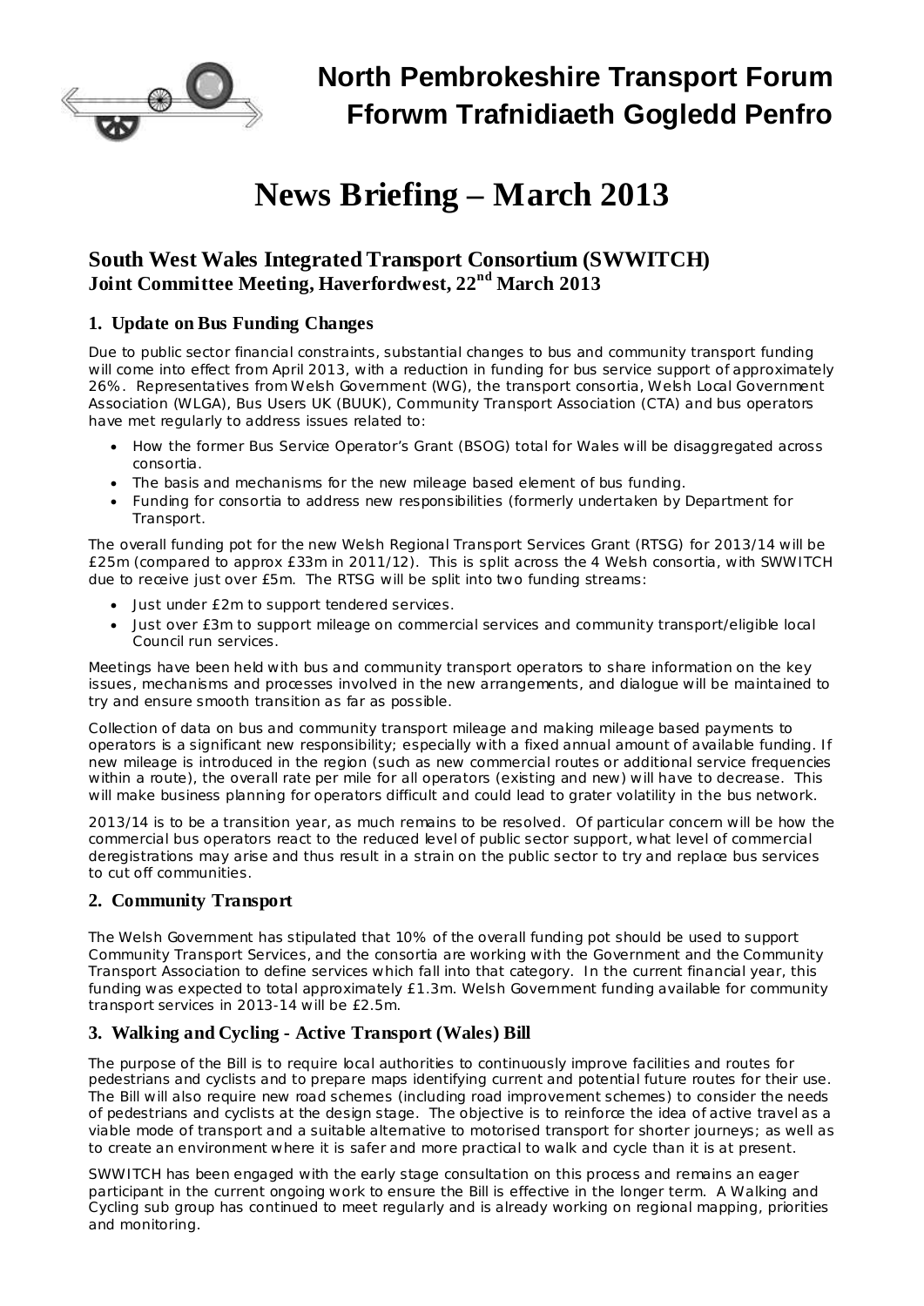# North Pembrokeshire Transport Forum
# Fforwm Trafnidiaeth Gogledd Penfro

# News Briefing – March 2013

## South West Wales Integrated Transport Consortium (SWWITCH)
## Joint Committee Meeting, Haverfordwest, 22nd March 2013

### 1. Update on Bus Funding Changes

Due to public sector financial constraints, substantial changes to bus and community transport funding will come into effect from April 2013, with a reduction in funding for bus service support of approximately 26%. Representatives from Welsh Government (WG), the transport consortia, Welsh Local Government Association (WLGA), Bus Users UK (BUUK), Community Transport Association (CTA) and bus operators have met regularly to address issues related to:

- How the former Bus Service Operator's Grant (BSOG) total for Wales will be disaggregated across consortia.
- The basis and mechanisms for the new mileage based element of bus funding.
- Funding for consortia to address new responsibilities (formerly undertaken by Department for Transport.

The overall funding pot for the new Welsh Regional Transport Services Grant (RTSG) for 2013/14 will be £25m (compared to approx £33m in 2011/12). This is split across the 4 Welsh consortia, with SWWITCH due to receive just over £5m. The RTSG will be split into two funding streams:

- Just under £2m to support tendered services.
- Just over £3m to support mileage on commercial services and community transport/eligible local Council run services.

Meetings have been held with bus and community transport operators to share information on the key issues, mechanisms and processes involved in the new arrangements, and dialogue will be maintained to try and ensure smooth transition as far as possible.

Collection of data on bus and community transport mileage and making mileage based payments to operators is a significant new responsibility; especially with a fixed annual amount of available funding. If new mileage is introduced in the region (such as new commercial routes or additional service frequencies within a route), the overall rate per mile for all operators (existing and new) will have to decrease. This will make business planning for operators difficult and could lead to grater volatility in the bus network.

2013/14 is to be a transition year, as much remains to be resolved. Of particular concern will be how the commercial bus operators react to the reduced level of public sector support, what level of commercial deregistrations may arise and thus result in a strain on the public sector to try and replace bus services to cut off communities.

### 2. Community Transport

The Welsh Government has stipulated that 10% of the overall funding pot should be used to support Community Transport Services, and the consortia are working with the Government and the Community Transport Association to define services which fall into that category. In the current financial year, this funding was expected to total approximately £1.3m. Welsh Government funding available for community transport services in 2013-14 will be £2.5m.

### 3. Walking and Cycling - Active Transport (Wales) Bill

The purpose of the Bill is to require local authorities to continuously improve facilities and routes for pedestrians and cyclists and to prepare maps identifying current and potential future routes for their use. The Bill will also require new road schemes (including road improvement schemes) to consider the needs of pedestrians and cyclists at the design stage. The objective is to reinforce the idea of active travel as a viable mode of transport and a suitable alternative to motorised transport for shorter journeys; as well as to create an environment where it is safer and more practical to walk and cycle than it is at present.

SWWITCH has been engaged with the early stage consultation on this process and remains an eager participant in the current ongoing work to ensure the Bill is effective in the longer term. A Walking and Cycling sub group has continued to meet regularly and is already working on regional mapping, priorities and monitoring.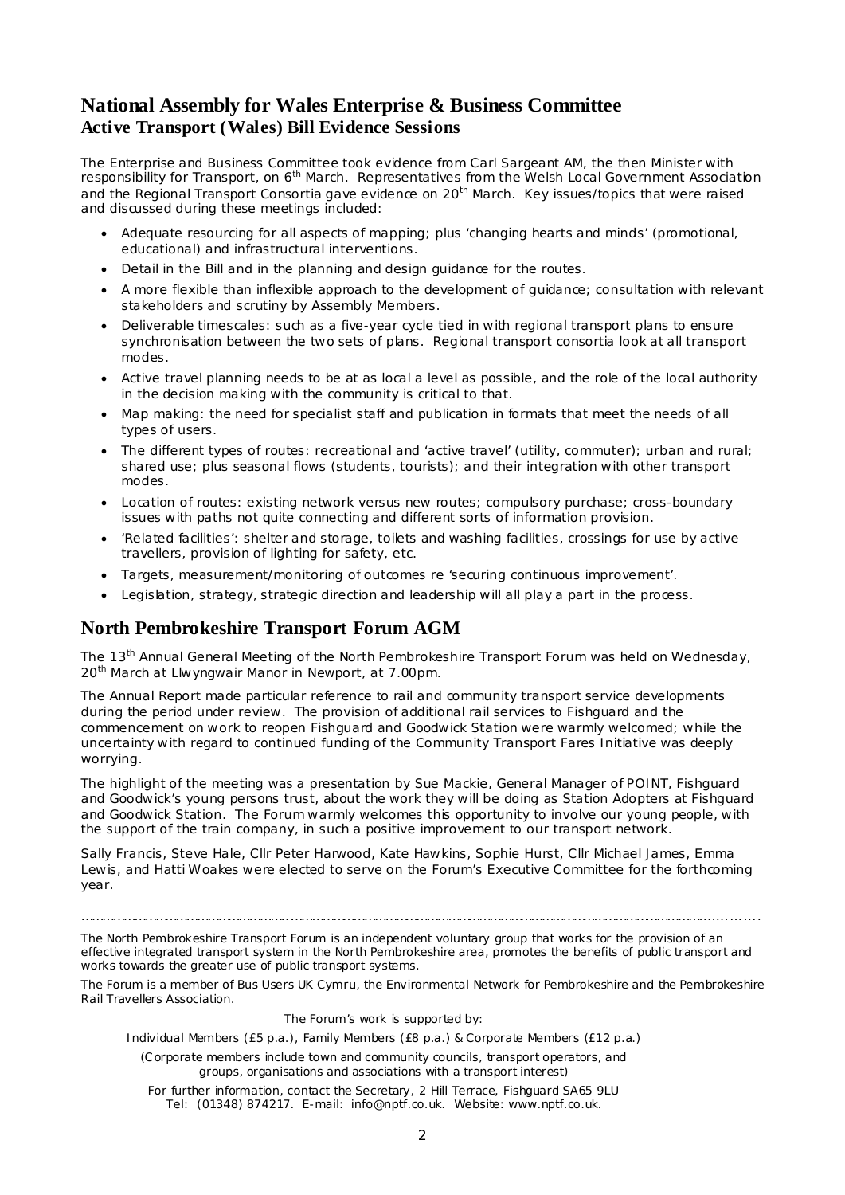## National Assembly for Wales Enterprise & Business Committee

### Active Transport (Wales) Bill Evidence Sessions

The Enterprise and Business Committee took evidence from Carl Sargeant AM, the then Minister with responsibility for Transport, on 6th March. Representatives from the Welsh Local Government Association and the Regional Transport Consortia gave evidence on 20th March. Key issues/topics that were raised and discussed during these meetings included:

- Adequate resourcing for all aspects of mapping; plus 'changing hearts and minds' (promotional, educational) and infrastructural interventions.
- Detail in the Bill and in the planning and design guidance for the routes.
- A more flexible than inflexible approach to the development of guidance; consultation with relevant stakeholders and scrutiny by Assembly Members.
- Deliverable timescales: such as a five-year cycle tied in with regional transport plans to ensure synchronisation between the two sets of plans. Regional transport consortia look at all transport modes.
- Active travel planning needs to be at as local a level as possible, and the role of the local authority in the decision making with the community is critical to that.
- Map making: the need for specialist staff and publication in formats that meet the needs of all types of users.
- The different types of routes: recreational and 'active travel' (utility, commuter); urban and rural; shared use; plus seasonal flows (students, tourists); and their integration with other transport modes.
- Location of routes: existing network versus new routes; compulsory purchase; cross-boundary issues with paths not quite connecting and different sorts of information provision.
- 'Related facilities': shelter and storage, toilets and washing facilities, crossings for use by active travellers, provision of lighting for safety, etc.
- Targets, measurement/monitoring of outcomes re 'securing continuous improvement'.
- Legislation, strategy, strategic direction and leadership will all play a part in the process.

## North Pembrokeshire Transport Forum AGM

The 13th Annual General Meeting of the North Pembrokeshire Transport Forum was held on Wednesday, 20th March at Llwyngwair Manor in Newport, at 7.00pm.

The Annual Report made particular reference to rail and community transport service developments during the period under review. The provision of additional rail services to Fishguard and the commencement on work to reopen Fishguard and Goodwick Station were warmly welcomed; while the uncertainty with regard to continued funding of the Community Transport Fares Initiative was deeply worrying.

The highlight of the meeting was a presentation by Sue Mackie, General Manager of POINT, Fishguard and Goodwick's young persons trust, about the work they will be doing as Station Adopters at Fishguard and Goodwick Station. The Forum warmly welcomes this opportunity to involve our young people, with the support of the train company, in such a positive improvement to our transport network.

Sally Francis, Steve Hale, Cllr Peter Harwood, Kate Hawkins, Sophie Hurst, Cllr Michael James, Emma Lewis, and Hatti Woakes were elected to serve on the Forum's Executive Committee for the forthcoming year.

---

*The North Pembrokeshire Transport Forum is an independent voluntary group that works for the provision of an effective integrated transport system in the North Pembrokeshire area, promotes the benefits of public transport and works towards the greater use of public transport systems.*

*The Forum is a member of Bus Users UK Cymru, the Environmental Network for Pembrokeshire and the Pembrokeshire Rail Travellers Association.*

*The Forum's work is supported by:*

*Individual Members (£5 p.a.), Family Members (£8 p.a.) & Corporate Members (£12 p.a.)*

*(Corporate members include town and community councils, transport operators, and groups, organisations and associations with a transport interest)*

*For further information, contact the Secretary, 2 Hill Terrace, Fishguard SA65 9LU*
*Tel: (01348) 874217. E-mail: info@nptf.co.uk. Website: www.nptf.co.uk.*